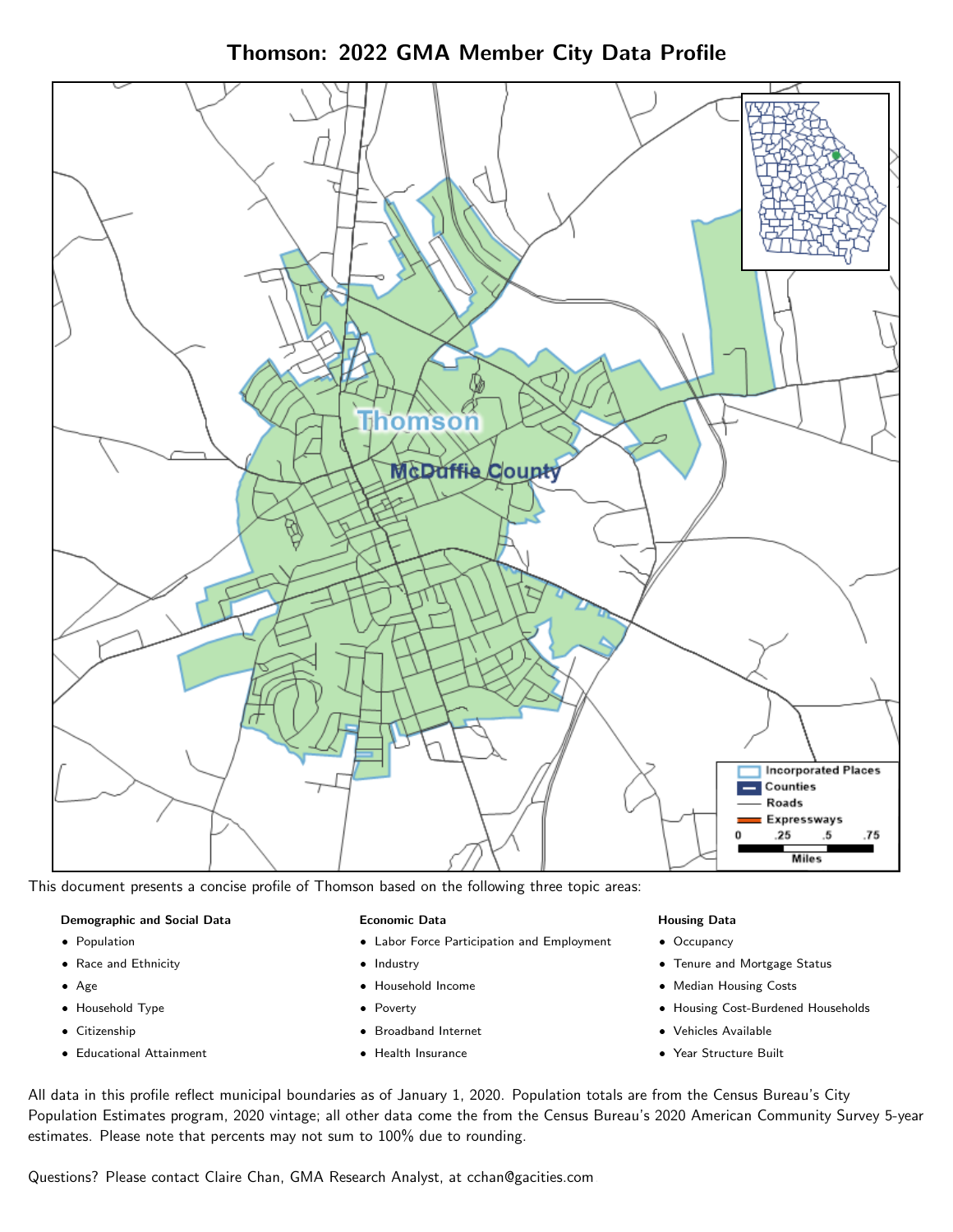# Thomson: 2022 GMA Member City Data Profile

This document presents a concise profile of Thomson based on the following three topic areas:

**Demographic and Social Data**

- Population
- Race and Ethnicity
- Age
- Household Type
- Citizenship
- Educational Attainment

**Economic Data**

- Labor Force Participation and Employment
- Industry
- Household Income
- Poverty
- Broadband Internet
- Health Insurance

**Housing Data**

- Occupancy
- Tenure and Mortgage Status
- Median Housing Costs
- Housing Cost-Burdened Households
- Vehicles Available
- Year Structure Built

All data in this profile reflect municipal boundaries as of January 1, 2020. Population totals are from the Census Bureau's City Population Estimates program, 2020 vintage; all other data come the from the Census Bureau's 2020 American Community Survey 5-year estimates. Please note that percents may not sum to 100% due to rounding.

Questions? Please contact Claire Chan, GMA Research Analyst, at cchan@gacities.com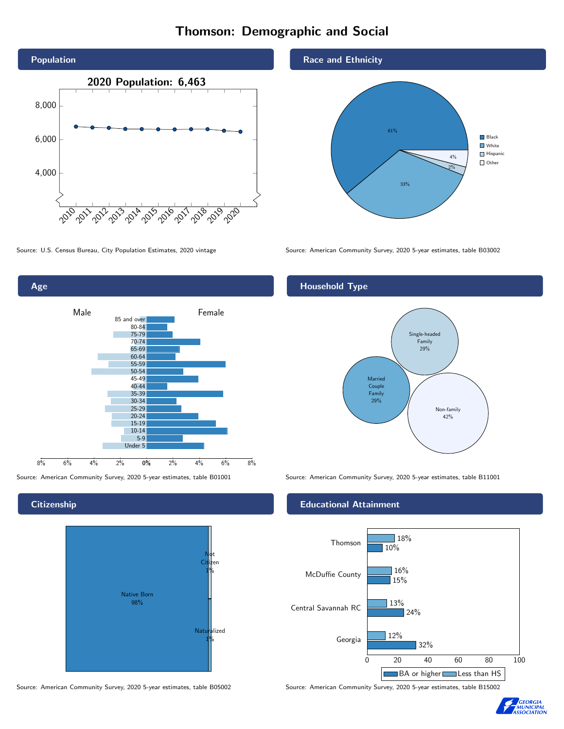# Thomson: Demographic and Social

## Population

2020 Population: 6,463

Source: U.S. Census Bureau, City Population Estimates, 2020 vintage

## Race and Ethnicity

| Race/Ethnicity | Percent |
|---|---|
| Black | 61% |
| White | 33% |
| Hispanic | 2% |
| Other | 4% |

Source: American Community Survey, 2020 5-year estimates, table B03002

## Age

Source: American Community Survey, 2020 5-year estimates, table B01001

## Household Type

| Household Type | Percent |
|---|---|
| Single-headed Family | 29% |
| Married Couple Family | 29% |
| Non-family | 42% |

Source: American Community Survey, 2020 5-year estimates, table B11001

## Citizenship

| Citizenship | Percent |
|---|---|
| Native Born | 98% |
| Not Citizen | 1% |
| Naturalized | 1% |

Source: American Community Survey, 2020 5-year estimates, table B05002

## Educational Attainment

| Area | Less than HS | BA or higher |
|---|---|---|
| Thomson | 18% | 10% |
| McDuffie County | 16% | 15% |
| Central Savannah RC | 13% | 24% |
| Georgia | 12% | 32% |

Source: American Community Survey, 2020 5-year estimates, table B15002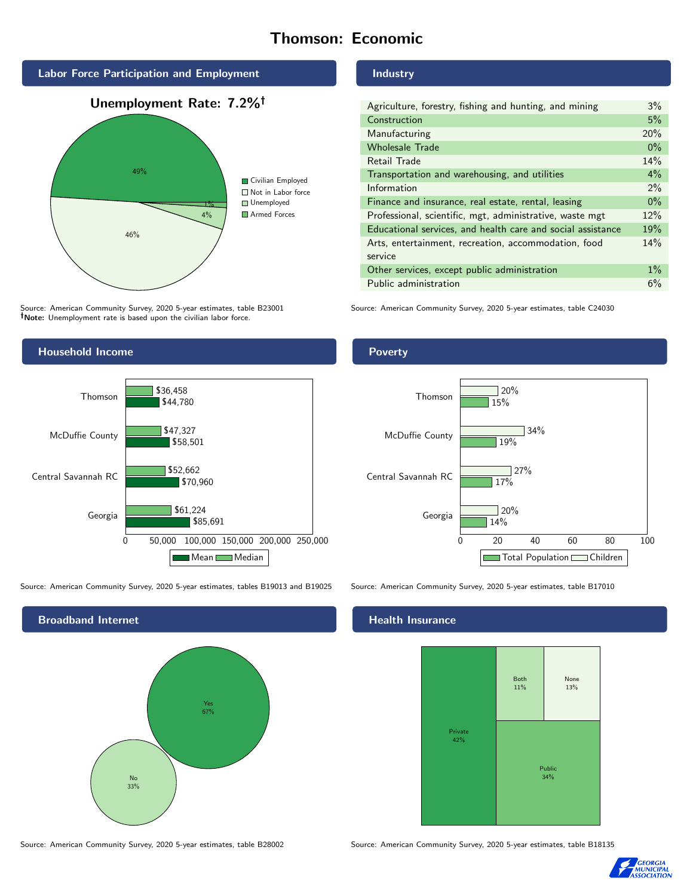# Thomson: Economic

## Labor Force Participation and Employment

**Unemployment Rate: 7.2%†**

| Category | Percent |
|---|---|
| Civilian Employed | 49% |
| Not in Labor force | 46% |
| Unemployed | 4% |
| Armed Forces | 1% |

Source: American Community Survey, 2020 5-year estimates, table B23001
**†Note:** Unemployment rate is based upon the civilian labor force.

## Industry

| Industry | Percent |
|---|---|
| Agriculture, forestry, fishing and hunting, and mining | 3% |
| Construction | 5% |
| Manufacturing | 20% |
| Wholesale Trade | 0% |
| Retail Trade | 14% |
| Transportation and warehousing, and utilities | 4% |
| Information | 2% |
| Finance and insurance, real estate, rental, leasing | 0% |
| Professional, scientific, mgt, administrative, waste mgt | 12% |
| Educational services, and health care and social assistance | 19% |
| Arts, entertainment, recreation, accommodation, food service | 14% |
| Other services, except public administration | 1% |
| Public administration | 6% |

Source: American Community Survey, 2020 5-year estimates, table C24030

## Household Income

| Area | Median | Mean |
|---|---|---|
| Thomson | $36,458 | $44,780 |
| McDuffie County | $47,327 | $58,501 |
| Central Savannah RC | $52,662 | $70,960 |
| Georgia | $61,224 | $85,691 |

Source: American Community Survey, 2020 5-year estimates, tables B19013 and B19025

## Poverty

| Area | Children | Total Population |
|---|---|---|
| Thomson | 20% | 15% |
| McDuffie County | 34% | 19% |
| Central Savannah RC | 27% | 17% |
| Georgia | 20% | 14% |

Source: American Community Survey, 2020 5-year estimates, table B17010

## Broadband Internet

| Response | Percent |
|---|---|
| Yes | 67% |
| No | 33% |

Source: American Community Survey, 2020 5-year estimates, table B28002

## Health Insurance

| Type | Percent |
|---|---|
| Private | 42% |
| Public | 34% |
| Both | 11% |
| None | 13% |

Source: American Community Survey, 2020 5-year estimates, table B18135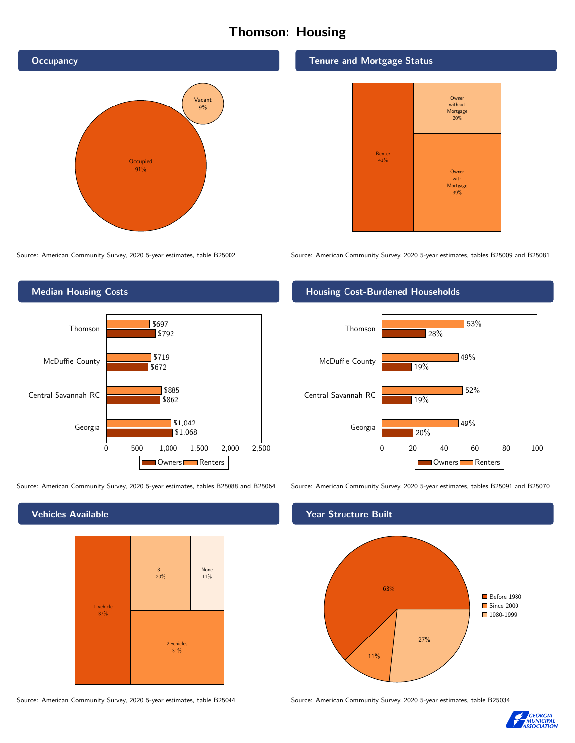# Thomson: Housing

## Occupancy

Vacant
9%

Occupied
91%

Source: American Community Survey, 2020 5-year estimates, table B25002

## Tenure and Mortgage Status

Renter
41%

Owner
without
Mortgage
20%

Owner
with
Mortgage
39%

Source: American Community Survey, 2020 5-year estimates, tables B25009 and B25081

## Median Housing Costs

Thomson
$697
$792

McDuffie County
$719
$672

Central Savannah RC
$885
$862

Georgia
$1,042
$1,068

0
500
1,000
1,500
2,000
2,500

Owners
Renters

Source: American Community Survey, 2020 5-year estimates, tables B25088 and B25064

## Housing Cost-Burdened Households

Thomson
53%
28%

McDuffie County
49%
19%

Central Savannah RC
52%
19%

Georgia
49%
20%

0
20
40
60
80
100

Owners
Renters

Source: American Community Survey, 2020 5-year estimates, tables B25091 and B25070

## Vehicles Available

1 vehicle
37%

3+
20%

None
11%

2 vehicles
31%

Source: American Community Survey, 2020 5-year estimates, table B25044

## Year Structure Built

63%
11%
27%

Before 1980
Since 2000
1980-1999

Source: American Community Survey, 2020 5-year estimates, table B25034